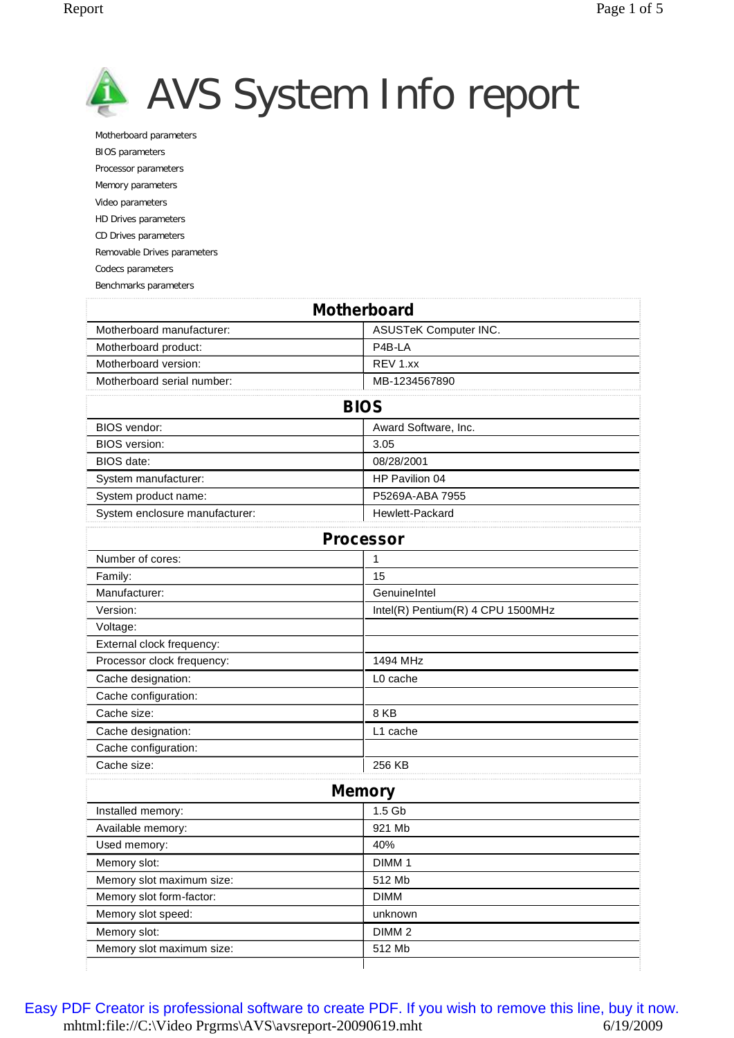# AVS System Info report

- Motherboard parameters
- BIOS parameters
- Processor parameters
- Memory parameters
- Video parameters
- HD Drives parameters
- CD Drives parameters
- Removable Drives parameters
- Codecs parameters
- Benchmarks parameters

## Motherboard

| | |
|---|---|
| Motherboard manufacturer: | ASUSTeK Computer INC. |
| Motherboard product: | P4B-LA |
| Motherboard version: | REV 1.xx |
| Motherboard serial number: | MB-1234567890 |

## BIOS

| | |
|---|---|
| BIOS vendor: | Award Software, Inc. |
| BIOS version: | 3.05 |
| BIOS date: | 08/28/2001 |
| System manufacturer: | HP Pavilion 04 |
| System product name: | P5269A-ABA 7955 |
| System enclosure manufacturer: | Hewlett-Packard |

## Processor

| | |
|---|---|
| Number of cores: | 1 |
| Family: | 15 |
| Manufacturer: | GenuineIntel |
| Version: | Intel(R) Pentium(R) 4 CPU 1500MHz |
| Voltage: | |
| External clock frequency: | |
| Processor clock frequency: | 1494 MHz |
| Cache designation: | L0 cache |
| Cache configuration: | |
| Cache size: | 8 KB |
| Cache designation: | L1 cache |
| Cache configuration: | |
| Cache size: | 256 KB |

## Memory

| | |
|---|---|
| Installed memory: | 1.5 Gb |
| Available memory: | 921 Mb |
| Used memory: | 40% |
| Memory slot: | DIMM 1 |
| Memory slot maximum size: | 512 Mb |
| Memory slot form-factor: | DIMM |
| Memory slot speed: | unknown |
| Memory slot: | DIMM 2 |
| Memory slot maximum size: | 512 Mb |

Easy PDF Creator is professional software to create PDF. If you wish to remove this line, buy it now.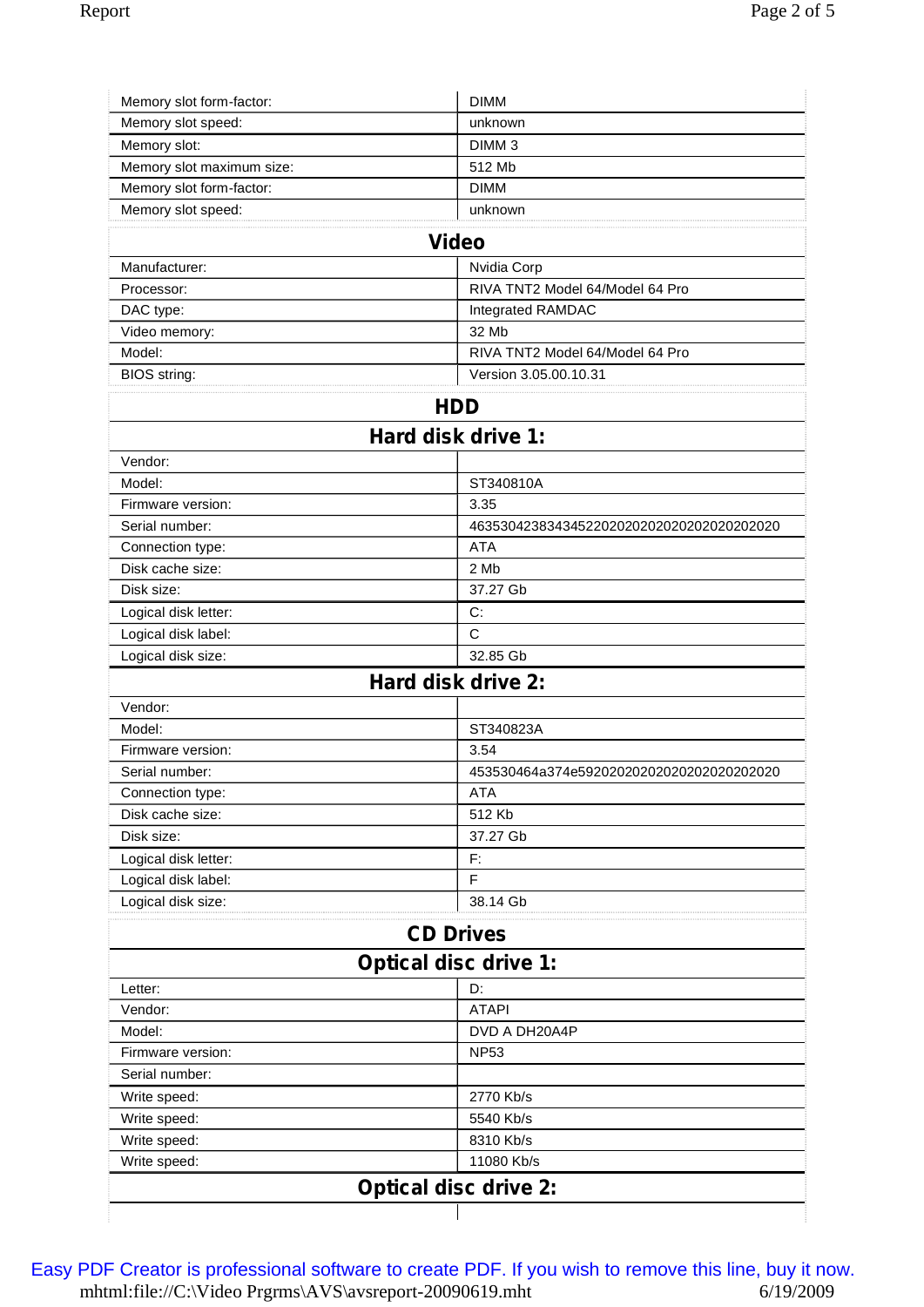| | |
|---|---|
| Memory slot form-factor: | DIMM |
| Memory slot speed: | unknown |
| Memory slot: | DIMM 3 |
| Memory slot maximum size: | 512 Mb |
| Memory slot form-factor: | DIMM |
| Memory slot speed: | unknown |

## Video

| | |
|---|---|
| Manufacturer: | Nvidia Corp |
| Processor: | RIVA TNT2 Model 64/Model 64 Pro |
| DAC type: | Integrated RAMDAC |
| Video memory: | 32 Mb |
| Model: | RIVA TNT2 Model 64/Model 64 Pro |
| BIOS string: | Version 3.05.00.10.31 |

## HDD

### Hard disk drive 1:

| | |
|---|---|
| Vendor: | |
| Model: | ST340810A |
| Firmware version: | 3.35 |
| Serial number: | 4635304238343452202020202020202020202020 |
| Connection type: | ATA |
| Disk cache size: | 2 Mb |
| Disk size: | 37.27 Gb |
| Logical disk letter: | C: |
| Logical disk label: | C |
| Logical disk size: | 32.85 Gb |

### Hard disk drive 2:

| | |
|---|---|
| Vendor: | |
| Model: | ST340823A |
| Firmware version: | 3.54 |
| Serial number: | 453530464a374e59202020202020202020202020 |
| Connection type: | ATA |
| Disk cache size: | 512 Kb |
| Disk size: | 37.27 Gb |
| Logical disk letter: | F: |
| Logical disk label: | F |
| Logical disk size: | 38.14 Gb |

## CD Drives

### Optical disc drive 1:

| | |
|---|---|
| Letter: | D: |
| Vendor: | ATAPI |
| Model: | DVD A DH20A4P |
| Firmware version: | NP53 |
| Serial number: | |
| Write speed: | 2770 Kb/s |
| Write speed: | 5540 Kb/s |
| Write speed: | 8310 Kb/s |
| Write speed: | 11080 Kb/s |

### Optical disc drive 2:

Easy PDF Creator is professional software to create PDF. If you wish to remove this line, buy it now.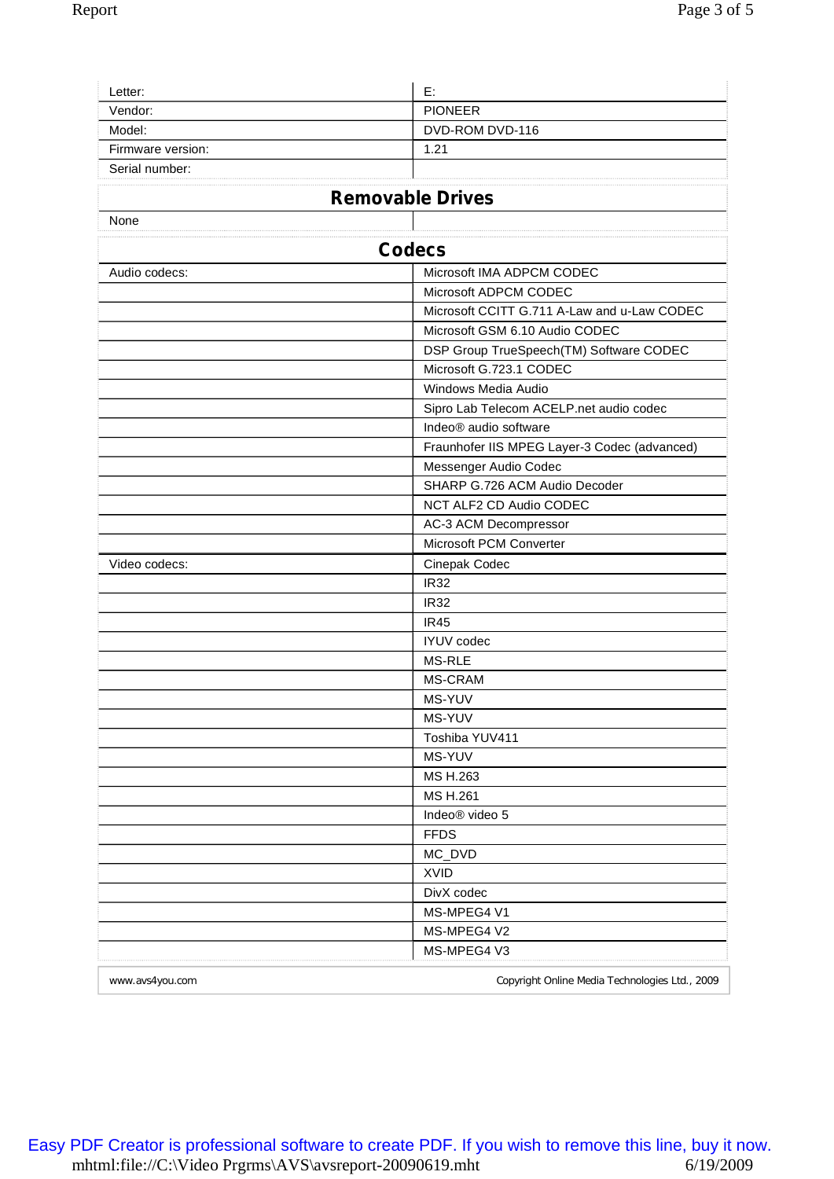| | |
|---|---|
| Letter: | E: |
| Vendor: | PIONEER |
| Model: | DVD-ROM DVD-116 |
| Firmware version: | 1.21 |
| Serial number: | |

## Removable Drives

| | |
|---|---|
| None | |

## Codecs

| | |
|---|---|
| Audio codecs: | Microsoft IMA ADPCM CODEC |
| | Microsoft ADPCM CODEC |
| | Microsoft CCITT G.711 A-Law and u-Law CODEC |
| | Microsoft GSM 6.10 Audio CODEC |
| | DSP Group TrueSpeech(TM) Software CODEC |
| | Microsoft G.723.1 CODEC |
| | Windows Media Audio |
| | Sipro Lab Telecom ACELP.net audio codec |
| | Indeo® audio software |
| | Fraunhofer IIS MPEG Layer-3 Codec (advanced) |
| | Messenger Audio Codec |
| | SHARP G.726 ACM Audio Decoder |
| | NCT ALF2 CD Audio CODEC |
| | AC-3 ACM Decompressor |
| | Microsoft PCM Converter |
| Video codecs: | Cinepak Codec |
| | IR32 |
| | IR32 |
| | IR45 |
| | IYUV codec |
| | MS-RLE |
| | MS-CRAM |
| | MS-YUV |
| | MS-YUV |
| | Toshiba YUV411 |
| | MS-YUV |
| | MS H.263 |
| | MS H.261 |
| | Indeo® video 5 |
| | FFDS |
| | MC_DVD |
| | XVID |
| | DivX codec |
| | MS-MPEG4 V1 |
| | MS-MPEG4 V2 |
| | MS-MPEG4 V3 |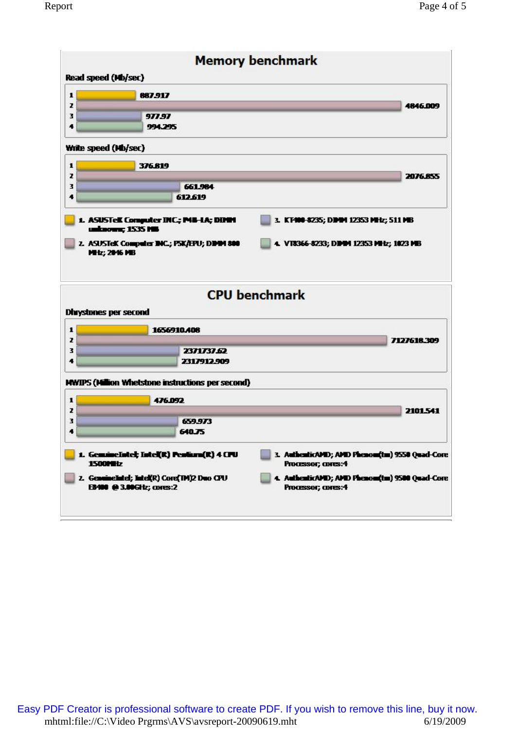## Memory benchmark

**Read speed (Mb/sec)**

| # | Value |
|---|---|
| 1 | 887.917 |
| 2 | 4846.009 |
| 3 | 977.97 |
| 4 | 994.295 |

**Write speed (Mb/sec)**

| # | Value |
|---|---|
| 1 | 376.819 |
| 2 | 2076.855 |
| 3 | 661.984 |
| 4 | 612.619 |

1. ASUSTeK Computer INC.; P4B-LA; DIMM unknown; 1535 MB
2. ASUSTeK Computer INC.; P5K/EPU; DIMM 800 MHz; 2046 MB
3. KT400-8235; DIMM 12353 MHz; 511 MB
4. VT8366-8233; DIMM 12353 MHz; 1023 MB

## CPU benchmark

**Dhrystones per second**

| # | Value |
|---|---|
| 1 | 1656910.408 |
| 2 | 7127618.309 |
| 3 | 2371737.62 |
| 4 | 2317912.909 |

**MWIPS (Million Whetstone instructions per second)**

| # | Value |
|---|---|
| 1 | 476.092 |
| 2 | 2101.541 |
| 3 | 659.973 |
| 4 | 640.75 |

1. GenuineIntel; Intel(R) Pentium(R) 4 CPU 1500MHz
2. GenuineIntel; Intel(R) Core(TM)2 Duo CPU E8400 @ 3.00GHz; cores:2
3. AuthenticAMD; AMD Phenom(tm) 9550 Quad-Core Processor; cores:4
4. AuthenticAMD; AMD Phenom(tm) 9500 Quad-Core Processor; cores:4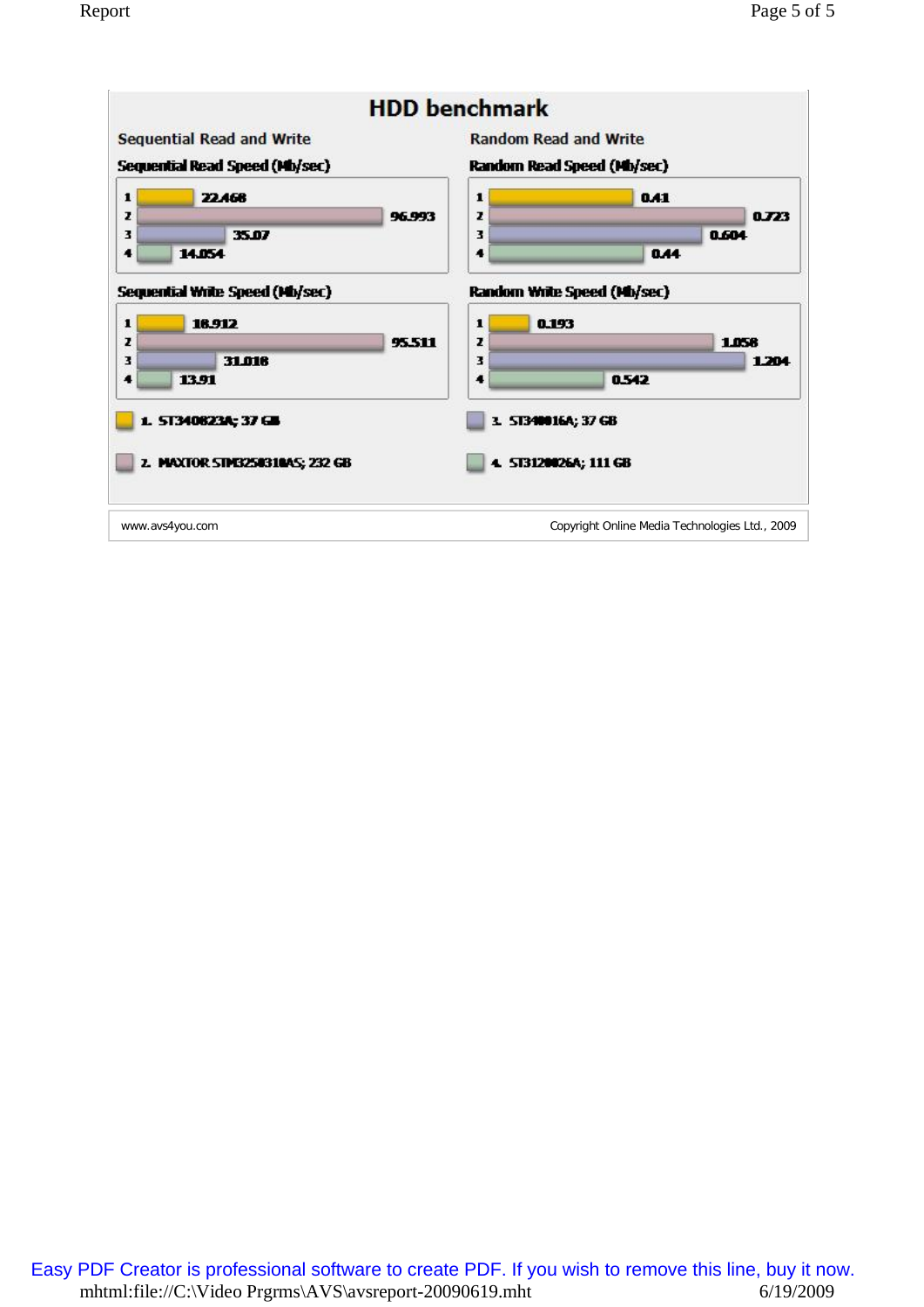# HDD benchmark

## Sequential Read and Write

**Sequential Read Speed (Mb/sec)**

1 22.468
2 96.993
3 35.07
4 14.054

**Sequential Write Speed (Mb/sec)**

1 18.912
2 95.511
3 31.018
4 13.91

## Random Read and Write

**Random Read Speed (Mb/sec)**

1 0.41
2 0.723
3 0.604
4 0.44

**Random Write Speed (Mb/sec)**

1 0.193
2 1.058
3 1.204
4 0.542

1. ST340823A; 37 GB
2. MAXTOR STM3250310AS; 232 GB
3. ST340016A; 37 GB
4. ST3120026A; 111 GB

www.avs4you.com

Copyright Online Media Technologies Ltd., 2009

Easy PDF Creator is professional software to create PDF. If you wish to remove this line, buy it now.